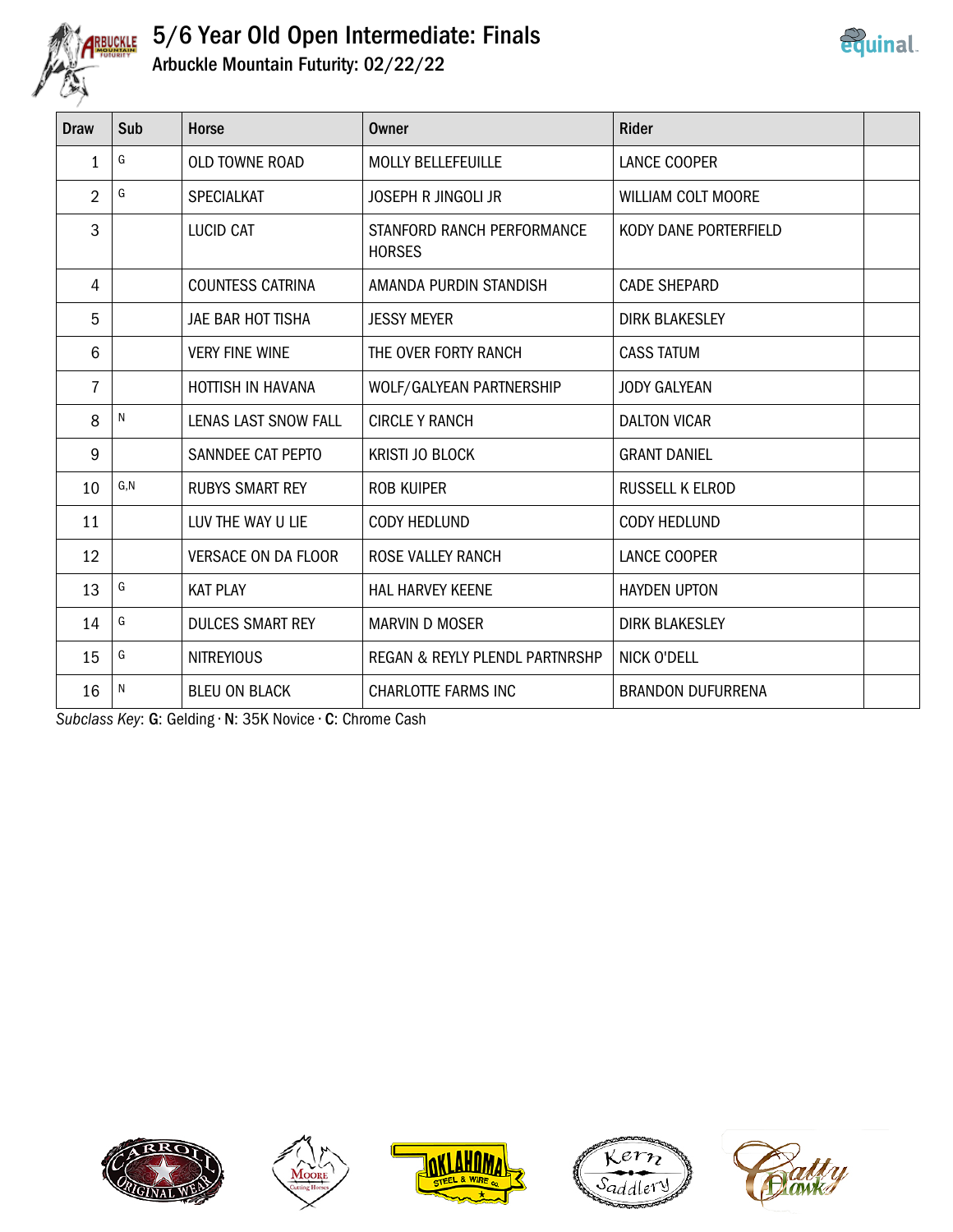# 5/6 Year Old Open Intermediate: Finals

## Arbuckle Mountain Futurity: 02/22/22

| Draw | Sub | Horse | Owner | Rider | |
|---|---|---|---|---|---|
| 1 | G | OLD TOWNE ROAD | MOLLY BELLEFEUILLE | LANCE COOPER | |
| 2 | G | SPECIALKAT | JOSEPH R JINGOLI JR | WILLIAM COLT MOORE | |
| 3 | | LUCID CAT | STANFORD RANCH PERFORMANCE HORSES | KODY DANE PORTERFIELD | |
| 4 | | COUNTESS CATRINA | AMANDA PURDIN STANDISH | CADE SHEPARD | |
| 5 | | JAE BAR HOT TISHA | JESSY MEYER | DIRK BLAKESLEY | |
| 6 | | VERY FINE WINE | THE OVER FORTY RANCH | CASS TATUM | |
| 7 | | HOTTISH IN HAVANA | WOLF/GALYEAN PARTNERSHIP | JODY GALYEAN | |
| 8 | N | LENAS LAST SNOW FALL | CIRCLE Y RANCH | DALTON VICAR | |
| 9 | | SANNDEE CAT PEPTO | KRISTI JO BLOCK | GRANT DANIEL | |
| 10 | G,N | RUBYS SMART REY | ROB KUIPER | RUSSELL K ELROD | |
| 11 | | LUV THE WAY U LIE | CODY HEDLUND | CODY HEDLUND | |
| 12 | | VERSACE ON DA FLOOR | ROSE VALLEY RANCH | LANCE COOPER | |
| 13 | G | KAT PLAY | HAL HARVEY KEENE | HAYDEN UPTON | |
| 14 | G | DULCES SMART REY | MARVIN D MOSER | DIRK BLAKESLEY | |
| 15 | G | NITREYIOUS | REGAN & REYLY PLENDL PARTNRSHP | NICK O'DELL | |
| 16 | N | BLEU ON BLACK | CHARLOTTE FARMS INC | BRANDON DUFURRENA | |

*Subclass Key*: **G**: Gelding · **N**: 35K Novice · **C**: Chrome Cash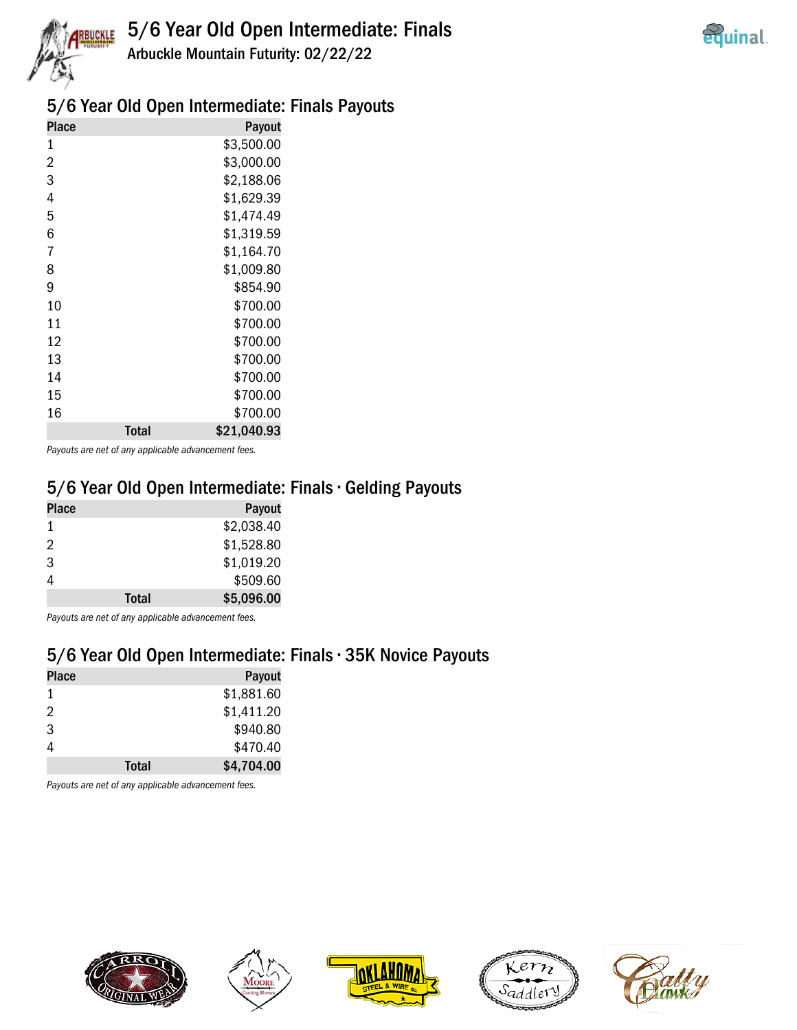# 5/6 Year Old Open Intermediate: Finals

Arbuckle Mountain Futurity: 02/22/22

## 5/6 Year Old Open Intermediate: Finals Payouts

| Place | Payout |
|---|---|
| 1 | $3,500.00 |
| 2 | $3,000.00 |
| 3 | $2,188.06 |
| 4 | $1,629.39 |
| 5 | $1,474.49 |
| 6 | $1,319.59 |
| 7 | $1,164.70 |
| 8 | $1,009.80 |
| 9 | $854.90 |
| 10 | $700.00 |
| 11 | $700.00 |
| 12 | $700.00 |
| 13 | $700.00 |
| 14 | $700.00 |
| 15 | $700.00 |
| 16 | $700.00 |
| **Total** | **$21,040.93** |

*Payouts are net of any applicable advancement fees.*

## 5/6 Year Old Open Intermediate: Finals · Gelding Payouts

| Place | Payout |
|---|---|
| 1 | $2,038.40 |
| 2 | $1,528.80 |
| 3 | $1,019.20 |
| 4 | $509.60 |
| **Total** | **$5,096.00** |

*Payouts are net of any applicable advancement fees.*

## 5/6 Year Old Open Intermediate: Finals · 35K Novice Payouts

| Place | Payout |
|---|---|
| 1 | $1,881.60 |
| 2 | $1,411.20 |
| 3 | $940.80 |
| 4 | $470.40 |
| **Total** | **$4,704.00** |

*Payouts are net of any applicable advancement fees.*